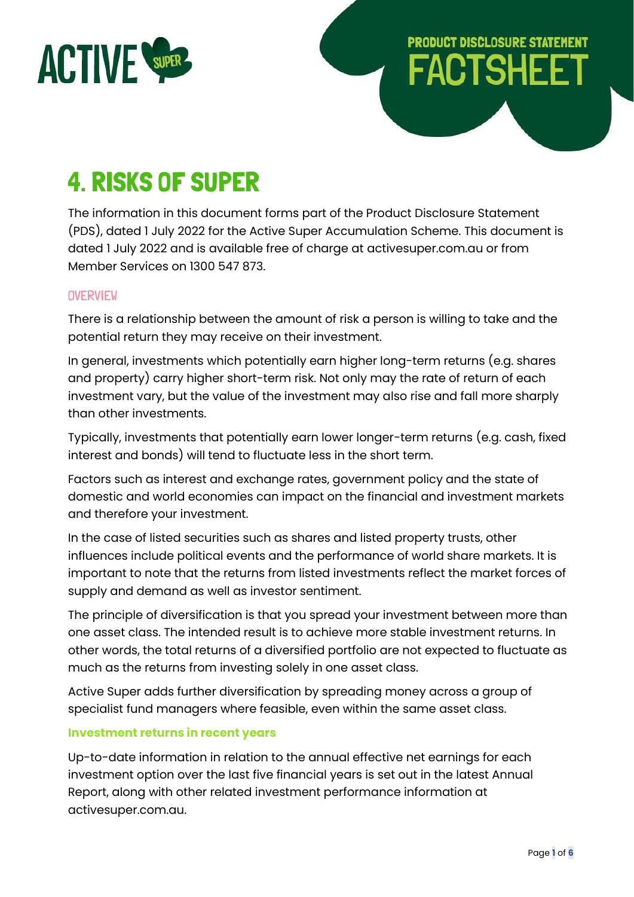PRODUCT DISCLOSURE STATEMENT
FACTSHEET

# 4. RISKS OF SUPER

The information in this document forms part of the Product Disclosure Statement (PDS), dated 1 July 2022 for the Active Super Accumulation Scheme. This document is dated 1 July 2022 and is available free of charge at activesuper.com.au or from Member Services on 1300 547 873.

## OVERVIEW

There is a relationship between the amount of risk a person is willing to take and the potential return they may receive on their investment.

In general, investments which potentially earn higher long-term returns (e.g. shares and property) carry higher short-term risk. Not only may the rate of return of each investment vary, but the value of the investment may also rise and fall more sharply than other investments.

Typically, investments that potentially earn lower longer-term returns (e.g. cash, fixed interest and bonds) will tend to fluctuate less in the short term.

Factors such as interest and exchange rates, government policy and the state of domestic and world economies can impact on the financial and investment markets and therefore your investment.

In the case of listed securities such as shares and listed property trusts, other influences include political events and the performance of world share markets. It is important to note that the returns from listed investments reflect the market forces of supply and demand as well as investor sentiment.

The principle of diversification is that you spread your investment between more than one asset class. The intended result is to achieve more stable investment returns. In other words, the total returns of a diversified portfolio are not expected to fluctuate as much as the returns from investing solely in one asset class.

Active Super adds further diversification by spreading money across a group of specialist fund managers where feasible, even within the same asset class.

### Investment returns in recent years

Up-to-date information in relation to the annual effective net earnings for each investment option over the last five financial years is set out in the latest Annual Report, along with other related investment performance information at activesuper.com.au.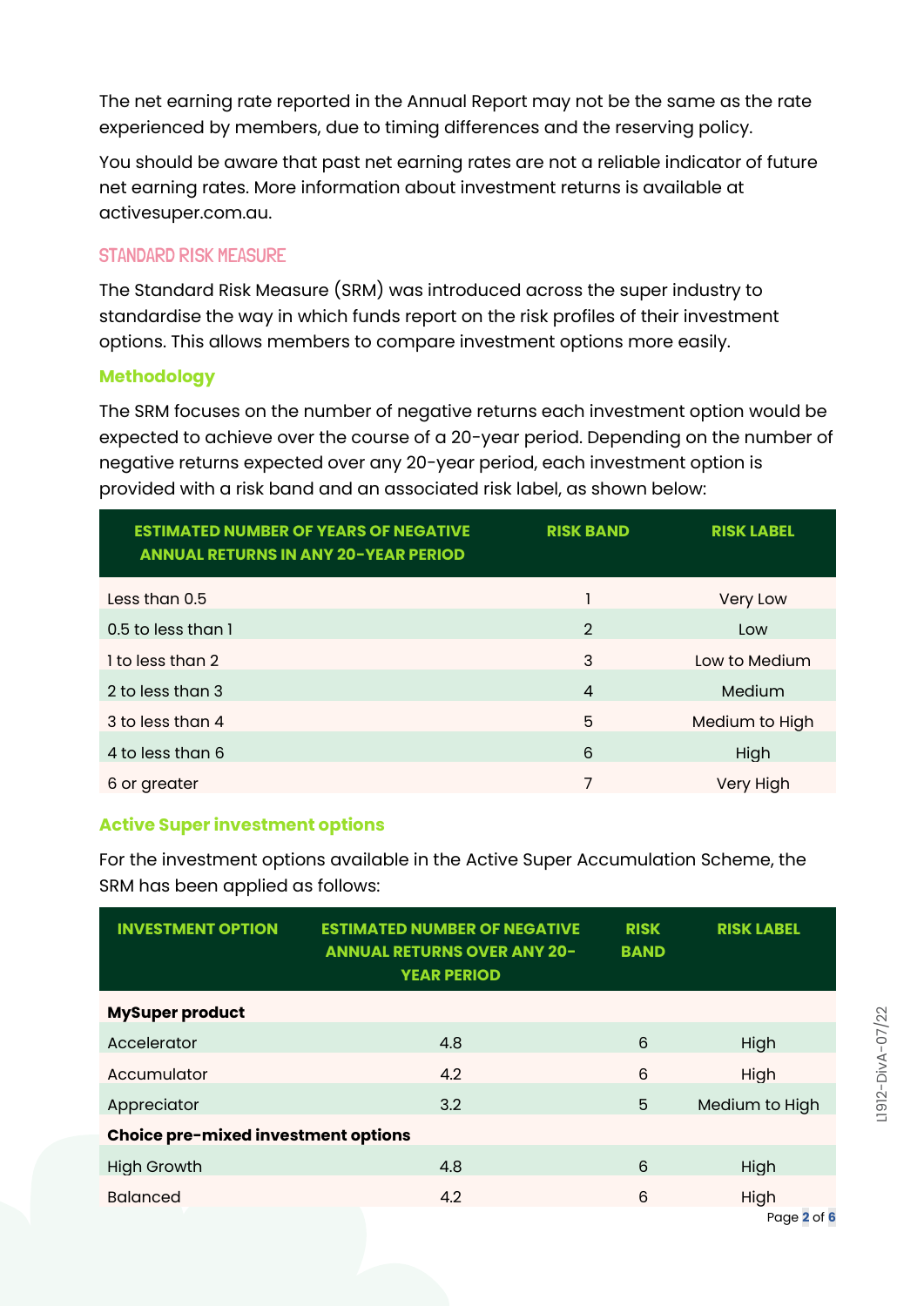The net earning rate reported in the Annual Report may not be the same as the rate experienced by members, due to timing differences and the reserving policy.

You should be aware that past net earning rates are not a reliable indicator of future net earning rates. More information about investment returns is available at activesuper.com.au.

## STANDARD RISK MEASURE

The Standard Risk Measure (SRM) was introduced across the super industry to standardise the way in which funds report on the risk profiles of their investment options. This allows members to compare investment options more easily.

### Methodology

The SRM focuses on the number of negative returns each investment option would be expected to achieve over the course of a 20-year period. Depending on the number of negative returns expected over any 20-year period, each investment option is provided with a risk band and an associated risk label, as shown below:

| ESTIMATED NUMBER OF YEARS OF NEGATIVE ANNUAL RETURNS IN ANY 20-YEAR PERIOD | RISK BAND | RISK LABEL |
|---|---|---|
| Less than 0.5 | 1 | Very Low |
| 0.5 to less than 1 | 2 | Low |
| 1 to less than 2 | 3 | Low to Medium |
| 2 to less than 3 | 4 | Medium |
| 3 to less than 4 | 5 | Medium to High |
| 4 to less than 6 | 6 | High |
| 6 or greater | 7 | Very High |

### Active Super investment options

For the investment options available in the Active Super Accumulation Scheme, the SRM has been applied as follows:

| INVESTMENT OPTION | ESTIMATED NUMBER OF NEGATIVE ANNUAL RETURNS OVER ANY 20-YEAR PERIOD | RISK BAND | RISK LABEL |
|---|---|---|---|
| **MySuper product** | | | |
| Accelerator | 4.8 | 6 | High |
| Accumulator | 4.2 | 6 | High |
| Appreciator | 3.2 | 5 | Medium to High |
| **Choice pre-mixed investment options** | | | |
| High Growth | 4.8 | 6 | High |
| Balanced | 4.2 | 6 | High |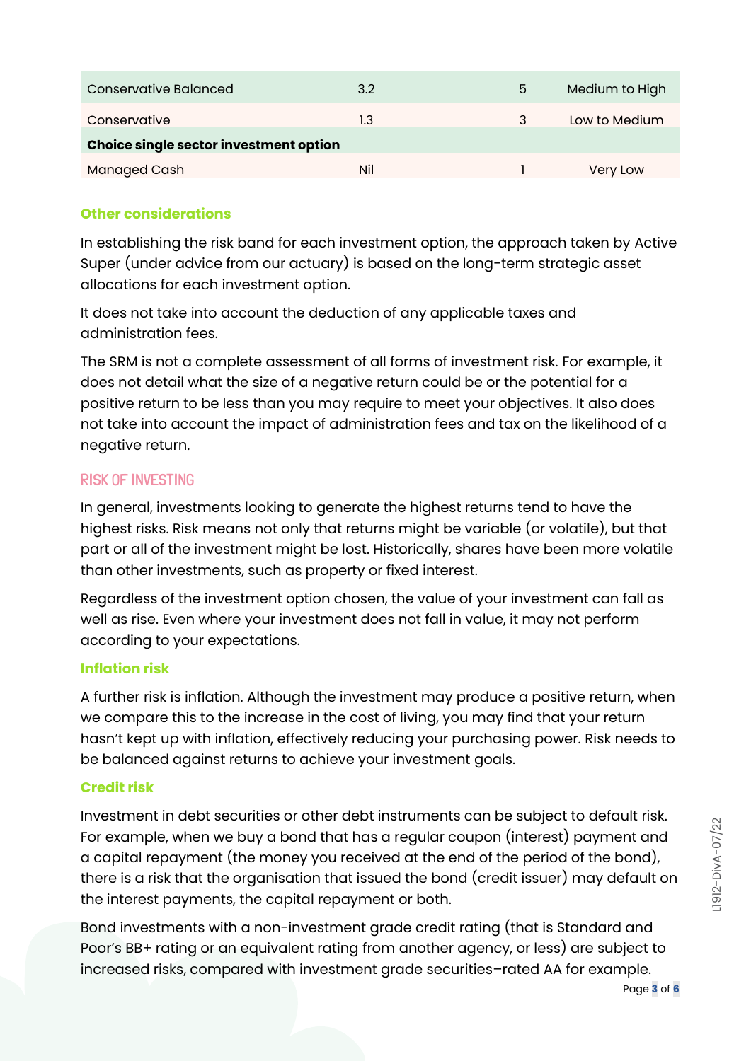| | | | |
|---|---|---|---|
| Conservative Balanced | 3.2 | 5 | Medium to High |
| Conservative | 1.3 | 3 | Low to Medium |
| **Choice single sector investment option** | | | |
| Managed Cash | Nil | 1 | Very Low |

### Other considerations

In establishing the risk band for each investment option, the approach taken by Active Super (under advice from our actuary) is based on the long-term strategic asset allocations for each investment option.

It does not take into account the deduction of any applicable taxes and administration fees.

The SRM is not a complete assessment of all forms of investment risk. For example, it does not detail what the size of a negative return could be or the potential for a positive return to be less than you may require to meet your objectives. It also does not take into account the impact of administration fees and tax on the likelihood of a negative return.

## RISK OF INVESTING

In general, investments looking to generate the highest returns tend to have the highest risks. Risk means not only that returns might be variable (or volatile), but that part or all of the investment might be lost. Historically, shares have been more volatile than other investments, such as property or fixed interest.

Regardless of the investment option chosen, the value of your investment can fall as well as rise. Even where your investment does not fall in value, it may not perform according to your expectations.

### Inflation risk

A further risk is inflation. Although the investment may produce a positive return, when we compare this to the increase in the cost of living, you may find that your return hasn't kept up with inflation, effectively reducing your purchasing power. Risk needs to be balanced against returns to achieve your investment goals.

### Credit risk

Investment in debt securities or other debt instruments can be subject to default risk. For example, when we buy a bond that has a regular coupon (interest) payment and a capital repayment (the money you received at the end of the period of the bond), there is a risk that the organisation that issued the bond (credit issuer) may default on the interest payments, the capital repayment or both.

Bond investments with a non-investment grade credit rating (that is Standard and Poor's BB+ rating or an equivalent rating from another agency, or less) are subject to increased risks, compared with investment grade securities–rated AA for example.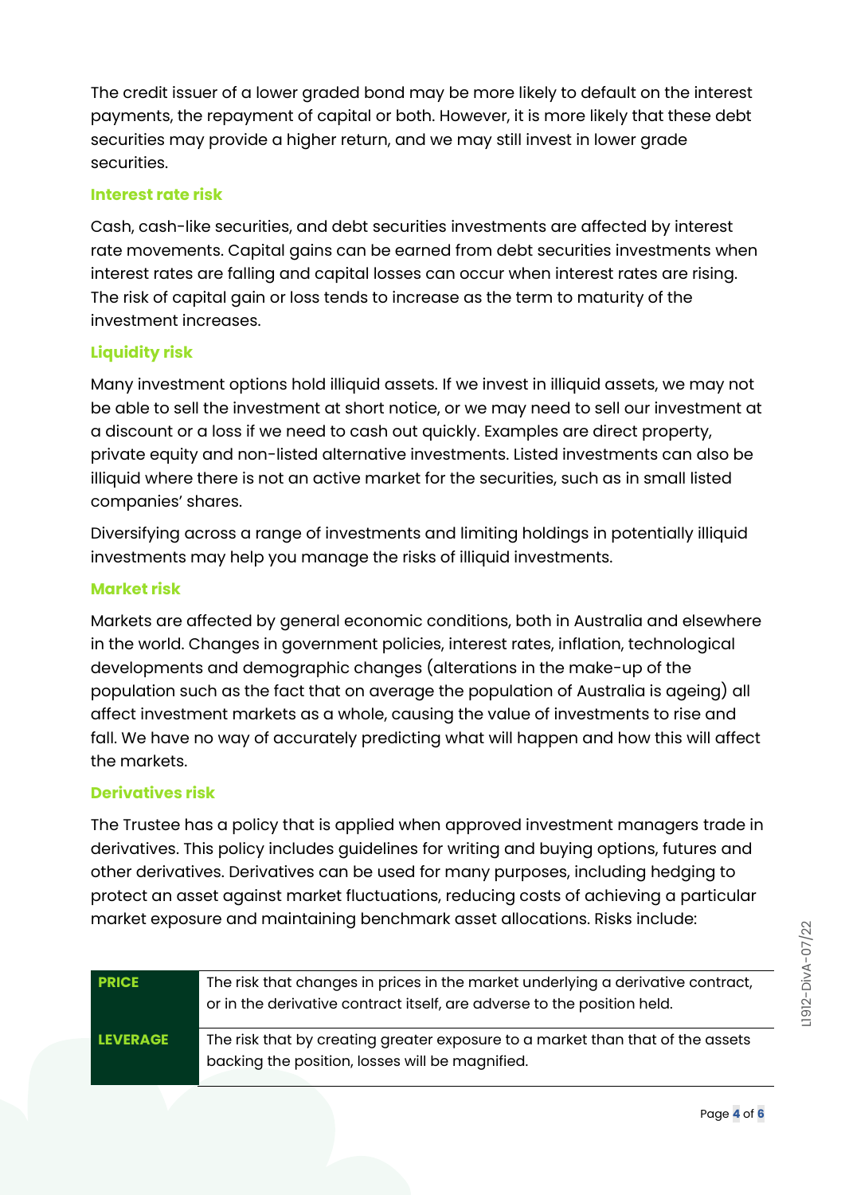The credit issuer of a lower graded bond may be more likely to default on the interest payments, the repayment of capital or both. However, it is more likely that these debt securities may provide a higher return, and we may still invest in lower grade securities.

### Interest rate risk

Cash, cash-like securities, and debt securities investments are affected by interest rate movements. Capital gains can be earned from debt securities investments when interest rates are falling and capital losses can occur when interest rates are rising. The risk of capital gain or loss tends to increase as the term to maturity of the investment increases.

### Liquidity risk

Many investment options hold illiquid assets. If we invest in illiquid assets, we may not be able to sell the investment at short notice, or we may need to sell our investment at a discount or a loss if we need to cash out quickly. Examples are direct property, private equity and non-listed alternative investments. Listed investments can also be illiquid where there is not an active market for the securities, such as in small listed companies' shares.

Diversifying across a range of investments and limiting holdings in potentially illiquid investments may help you manage the risks of illiquid investments.

### Market risk

Markets are affected by general economic conditions, both in Australia and elsewhere in the world. Changes in government policies, interest rates, inflation, technological developments and demographic changes (alterations in the make-up of the population such as the fact that on average the population of Australia is ageing) all affect investment markets as a whole, causing the value of investments to rise and fall. We have no way of accurately predicting what will happen and how this will affect the markets.

### Derivatives risk

The Trustee has a policy that is applied when approved investment managers trade in derivatives. This policy includes guidelines for writing and buying options, futures and other derivatives. Derivatives can be used for many purposes, including hedging to protect an asset against market fluctuations, reducing costs of achieving a particular market exposure and maintaining benchmark asset allocations. Risks include:

| | |
|---|---|
| **PRICE** | The risk that changes in prices in the market underlying a derivative contract, or in the derivative contract itself, are adverse to the position held. |
| **LEVERAGE** | The risk that by creating greater exposure to a market than that of the assets backing the position, losses will be magnified. |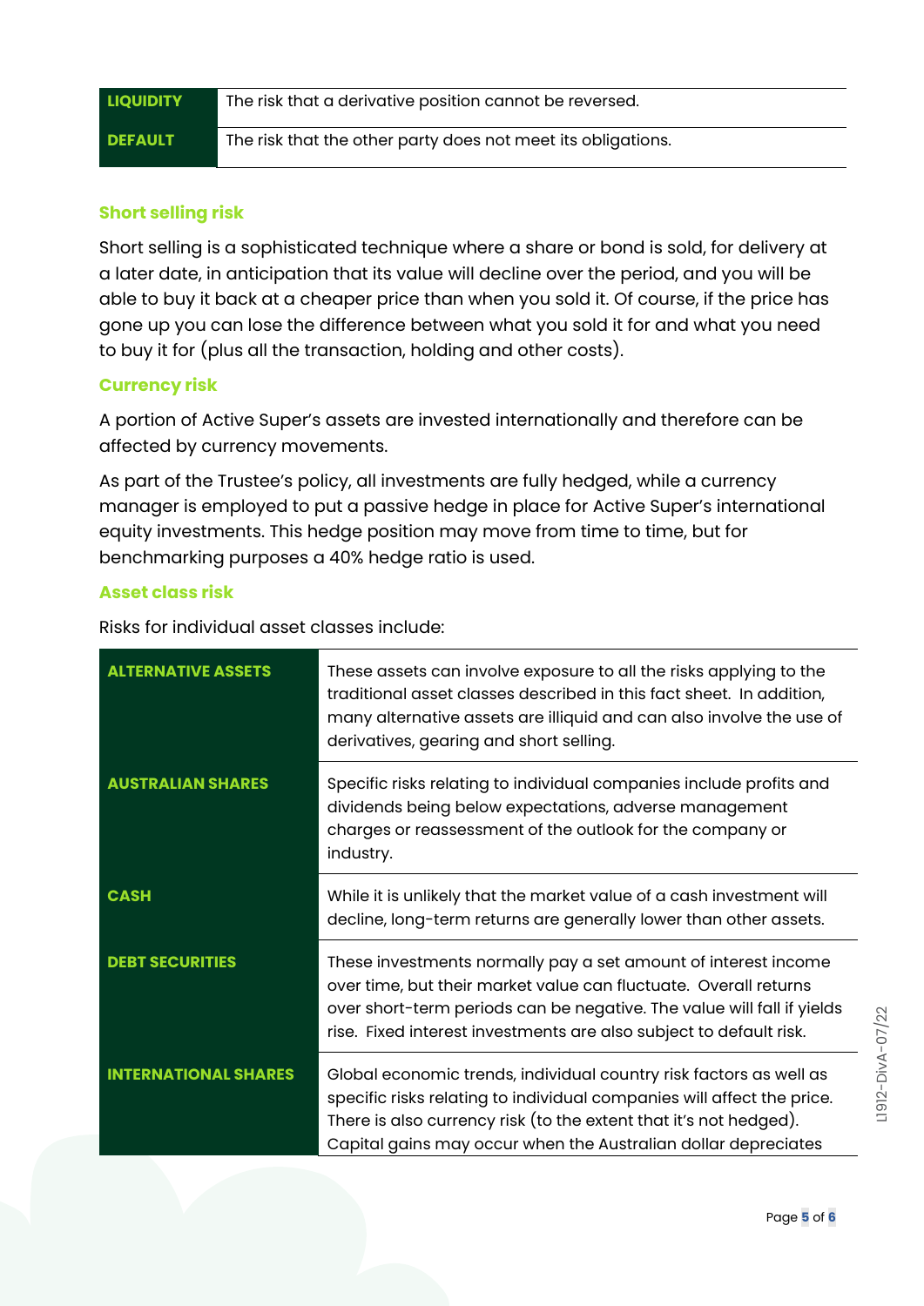| | |
|---|---|
| **LIQUIDITY** | The risk that a derivative position cannot be reversed. |
| **DEFAULT** | The risk that the other party does not meet its obligations. |

### Short selling risk

Short selling is a sophisticated technique where a share or bond is sold, for delivery at a later date, in anticipation that its value will decline over the period, and you will be able to buy it back at a cheaper price than when you sold it. Of course, if the price has gone up you can lose the difference between what you sold it for and what you need to buy it for (plus all the transaction, holding and other costs).

### Currency risk

A portion of Active Super's assets are invested internationally and therefore can be affected by currency movements.

As part of the Trustee's policy, all investments are fully hedged, while a currency manager is employed to put a passive hedge in place for Active Super's international equity investments. This hedge position may move from time to time, but for benchmarking purposes a 40% hedge ratio is used.

### Asset class risk

Risks for individual asset classes include:

| | |
|---|---|
| **ALTERNATIVE ASSETS** | These assets can involve exposure to all the risks applying to the traditional asset classes described in this fact sheet. In addition, many alternative assets are illiquid and can also involve the use of derivatives, gearing and short selling. |
| **AUSTRALIAN SHARES** | Specific risks relating to individual companies include profits and dividends being below expectations, adverse management charges or reassessment of the outlook for the company or industry. |
| **CASH** | While it is unlikely that the market value of a cash investment will decline, long-term returns are generally lower than other assets. |
| **DEBT SECURITIES** | These investments normally pay a set amount of interest income over time, but their market value can fluctuate. Overall returns over short-term periods can be negative. The value will fall if yields rise. Fixed interest investments are also subject to default risk. |
| **INTERNATIONAL SHARES** | Global economic trends, individual country risk factors as well as specific risks relating to individual companies will affect the price. There is also currency risk (to the extent that it's not hedged). Capital gains may occur when the Australian dollar depreciates |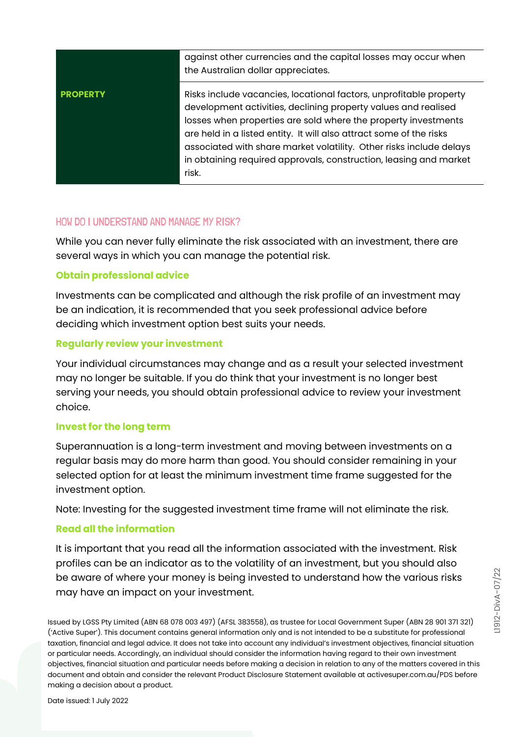| | |
|---|---|
| | against other currencies and the capital losses may occur when the Australian dollar appreciates. |
| **PROPERTY** | Risks include vacancies, locational factors, unprofitable property development activities, declining property values and realised losses when properties are sold where the property investments are held in a listed entity. It will also attract some of the risks associated with share market volatility. Other risks include delays in obtaining required approvals, construction, leasing and market risk. |

## HOW DO I UNDERSTAND AND MANAGE MY RISK?

While you can never fully eliminate the risk associated with an investment, there are several ways in which you can manage the potential risk.

### Obtain professional advice

Investments can be complicated and although the risk profile of an investment may be an indication, it is recommended that you seek professional advice before deciding which investment option best suits your needs.

### Regularly review your investment

Your individual circumstances may change and as a result your selected investment may no longer be suitable. If you do think that your investment is no longer best serving your needs, you should obtain professional advice to review your investment choice.

### Invest for the long term

Superannuation is a long-term investment and moving between investments on a regular basis may do more harm than good. You should consider remaining in your selected option for at least the minimum investment time frame suggested for the investment option.

Note: Investing for the suggested investment time frame will not eliminate the risk.

### Read all the information

It is important that you read all the information associated with the investment. Risk profiles can be an indicator as to the volatility of an investment, but you should also be aware of where your money is being invested to understand how the various risks may have an impact on your investment.

Issued by LGSS Pty Limited (ABN 68 078 003 497) (AFSL 383558), as trustee for Local Government Super (ABN 28 901 371 321) ('Active Super'). This document contains general information only and is not intended to be a substitute for professional taxation, financial and legal advice. It does not take into account any individual's investment objectives, financial situation or particular needs. Accordingly, an individual should consider the information having regard to their own investment objectives, financial situation and particular needs before making a decision in relation to any of the matters covered in this document and obtain and consider the relevant Product Disclosure Statement available at activesuper.com.au/PDS before making a decision about a product.

Date issued: 1 July 2022

L1912-DivA-07/22